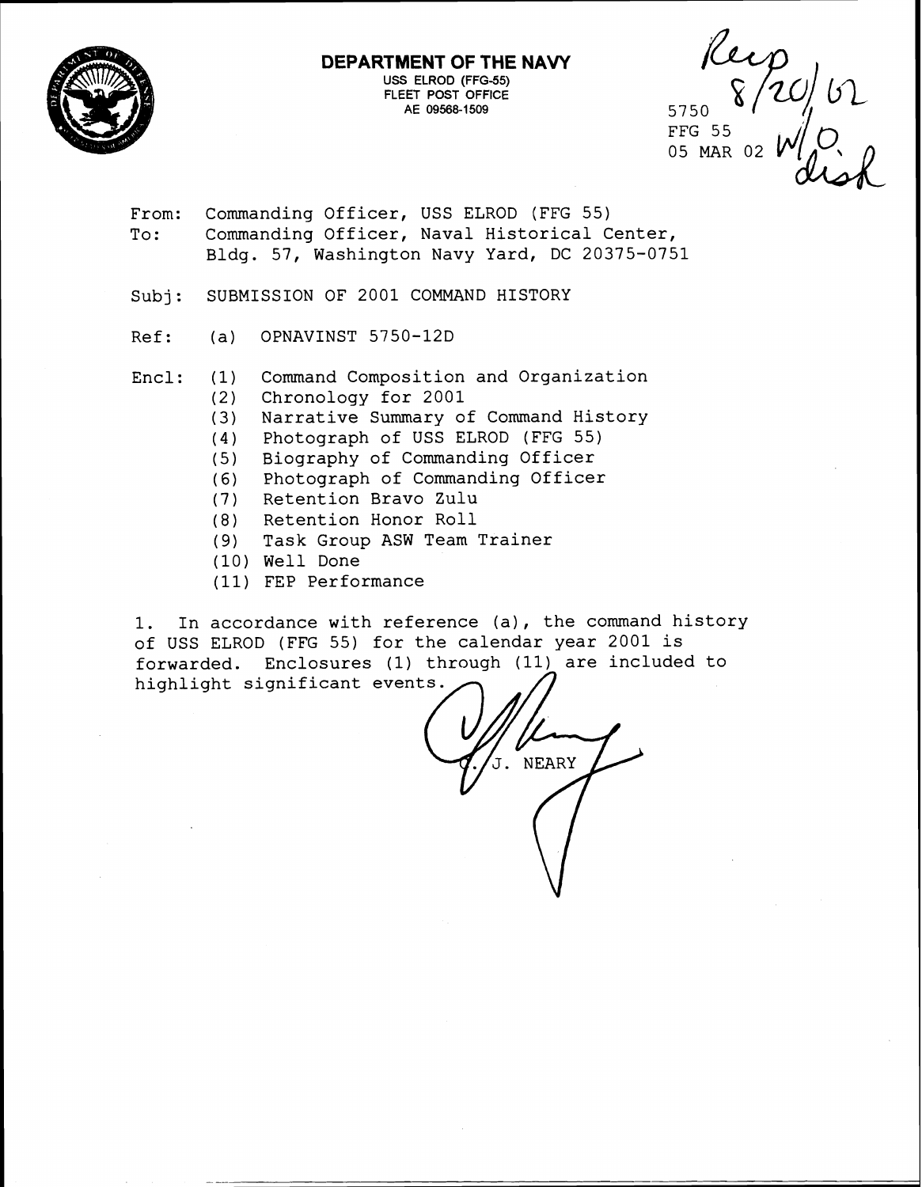**DEPARTMENT OF THE NAVY**
USS ELROD (FFG-55)
FLEET POST OFFICE
AE 09568-1509

Rec'p 8/20/02 w/o disk

5750
FFG 55
05 MAR 02

From: Commanding Officer, USS ELROD (FFG 55)
To: Commanding Officer, Naval Historical Center, Bldg. 57, Washington Navy Yard, DC 20375-0751

Subj: SUBMISSION OF 2001 COMMAND HISTORY

Ref: (a) OPNAVINST 5750-12D

Encl: (1) Command Composition and Organization
(2) Chronology for 2001
(3) Narrative Summary of Command History
(4) Photograph of USS ELROD (FFG 55)
(5) Biography of Commanding Officer
(6) Photograph of Commanding Officer
(7) Retention Bravo Zulu
(8) Retention Honor Roll
(9) Task Group ASW Team Trainer
(10) Well Done
(11) FEP Performance

1. In accordance with reference (a), the command history of USS ELROD (FFG 55) for the calendar year 2001 is forwarded. Enclosures (1) through (11) are included to highlight significant events.

C. J. NEARY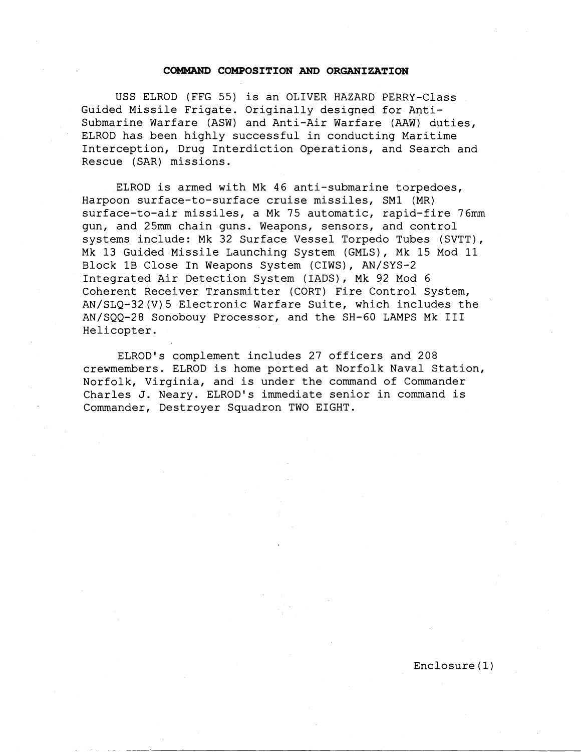## COMMAND COMPOSITION AND ORGANIZATION

USS ELROD (FFG 55) is an OLIVER HAZARD PERRY-Class Guided Missile Frigate. Originally designed for Anti-Submarine Warfare (ASW) and Anti-Air Warfare (AAW) duties, ELROD has been highly successful in conducting Maritime Interception, Drug Interdiction Operations, and Search and Rescue (SAR) missions.

ELROD is armed with Mk 46 anti-submarine torpedoes, Harpoon surface-to-surface cruise missiles, SM1 (MR) surface-to-air missiles, a Mk 75 automatic, rapid-fire 76mm gun, and 25mm chain guns. Weapons, sensors, and control systems include: Mk 32 Surface Vessel Torpedo Tubes (SVTT), Mk 13 Guided Missile Launching System (GMLS), Mk 15 Mod 11 Block 1B Close In Weapons System (CIWS), AN/SYS-2 Integrated Air Detection System (IADS), Mk 92 Mod 6 Coherent Receiver Transmitter (CORT) Fire Control System, AN/SLQ-32(V)5 Electronic Warfare Suite, which includes the AN/SQQ-28 Sonobouy Processor, and the SH-60 LAMPS Mk III Helicopter.

ELROD's complement includes 27 officers and 208 crewmembers. ELROD is home ported at Norfolk Naval Station, Norfolk, Virginia, and is under the command of Commander Charles J. Neary. ELROD's immediate senior in command is Commander, Destroyer Squadron TWO EIGHT.

Enclosure(1)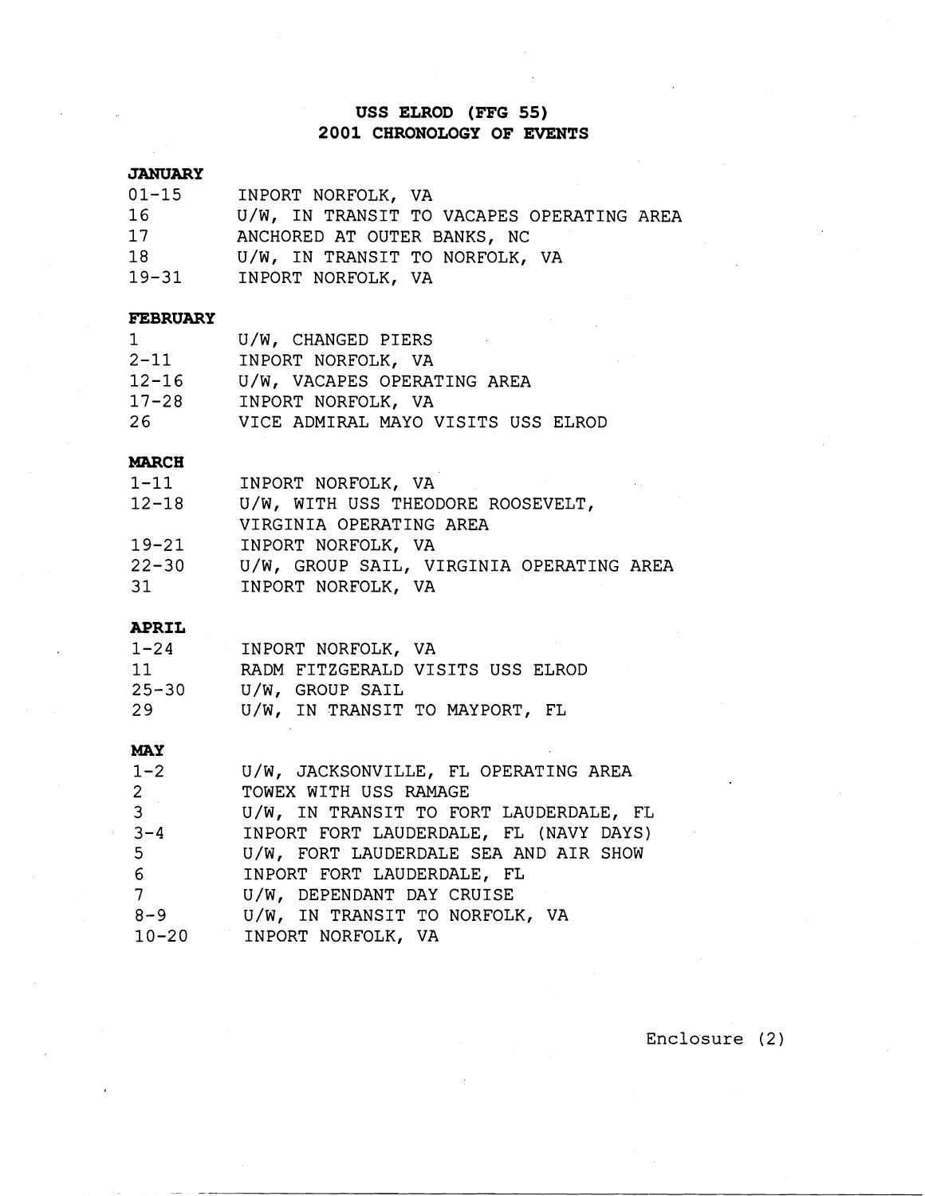# USS ELROD (FFG 55)
# 2001 CHRONOLOGY OF EVENTS

**JANUARY**

| | |
|---|---|
| 01-15 | INPORT NORFOLK, VA |
| 16 | U/W, IN TRANSIT TO VACAPES OPERATING AREA |
| 17 | ANCHORED AT OUTER BANKS, NC |
| 18 | U/W, IN TRANSIT TO NORFOLK, VA |
| 19-31 | INPORT NORFOLK, VA |

**FEBRUARY**

| | |
|---|---|
| 1 | U/W, CHANGED PIERS |
| 2-11 | INPORT NORFOLK, VA |
| 12-16 | U/W, VACAPES OPERATING AREA |
| 17-28 | INPORT NORFOLK, VA |
| 26 | VICE ADMIRAL MAYO VISITS USS ELROD |

**MARCH**

| | |
|---|---|
| 1-11 | INPORT NORFOLK, VA |
| 12-18 | U/W, WITH USS THEODORE ROOSEVELT, VIRGINIA OPERATING AREA |
| 19-21 | INPORT NORFOLK, VA |
| 22-30 | U/W, GROUP SAIL, VIRGINIA OPERATING AREA |
| 31 | INPORT NORFOLK, VA |

**APRIL**

| | |
|---|---|
| 1-24 | INPORT NORFOLK, VA |
| 11 | RADM FITZGERALD VISITS USS ELROD |
| 25-30 | U/W, GROUP SAIL |
| 29 | U/W, IN TRANSIT TO MAYPORT, FL |

**MAY**

| | |
|---|---|
| 1-2 | U/W, JACKSONVILLE, FL OPERATING AREA |
| 2 | TOWEX WITH USS RAMAGE |
| 3 | U/W, IN TRANSIT TO FORT LAUDERDALE, FL |
| 3-4 | INPORT FORT LAUDERDALE, FL (NAVY DAYS) |
| 5 | U/W, FORT LAUDERDALE SEA AND AIR SHOW |
| 6 | INPORT FORT LAUDERDALE, FL |
| 7 | U/W, DEPENDANT DAY CRUISE |
| 8-9 | U/W, IN TRANSIT TO NORFOLK, VA |
| 10-20 | INPORT NORFOLK, VA |

Enclosure (2)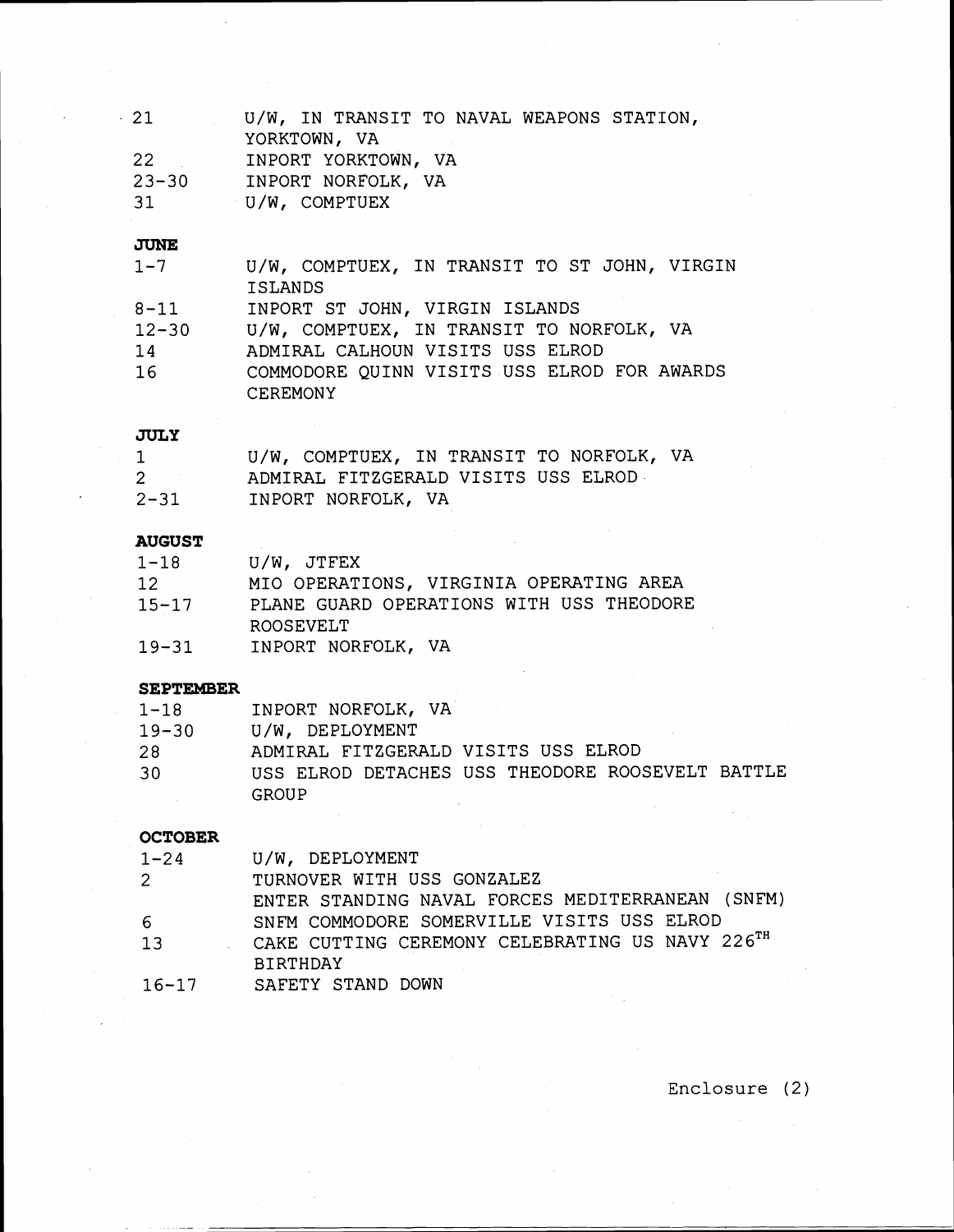| | |
|---|---|
| 21 | U/W, IN TRANSIT TO NAVAL WEAPONS STATION, YORKTOWN, VA |
| 22 | INPORT YORKTOWN, VA |
| 23-30 | INPORT NORFOLK, VA |
| 31 | U/W, COMPTUEX |

**JUNE**

| | |
|---|---|
| 1-7 | U/W, COMPTUEX, IN TRANSIT TO ST JOHN, VIRGIN ISLANDS |
| 8-11 | INPORT ST JOHN, VIRGIN ISLANDS |
| 12-30 | U/W, COMPTUEX, IN TRANSIT TO NORFOLK, VA |
| 14 | ADMIRAL CALHOUN VISITS USS ELROD |
| 16 | COMMODORE QUINN VISITS USS ELROD FOR AWARDS CEREMONY |

**JULY**

| | |
|---|---|
| 1 | U/W, COMPTUEX, IN TRANSIT TO NORFOLK, VA |
| 2 | ADMIRAL FITZGERALD VISITS USS ELROD |
| 2-31 | INPORT NORFOLK, VA |

**AUGUST**

| | |
|---|---|
| 1-18 | U/W, JTFEX |
| 12 | MIO OPERATIONS, VIRGINIA OPERATING AREA |
| 15-17 | PLANE GUARD OPERATIONS WITH USS THEODORE ROOSEVELT |
| 19-31 | INPORT NORFOLK, VA |

**SEPTEMBER**

| | |
|---|---|
| 1-18 | INPORT NORFOLK, VA |
| 19-30 | U/W, DEPLOYMENT |
| 28 | ADMIRAL FITZGERALD VISITS USS ELROD |
| 30 | USS ELROD DETACHES USS THEODORE ROOSEVELT BATTLE GROUP |

**OCTOBER**

| | |
|---|---|
| 1-24 | U/W, DEPLOYMENT |
| 2 | TURNOVER WITH USS GONZALEZ<br>ENTER STANDING NAVAL FORCES MEDITERRANEAN (SNFM) |
| 6 | SNFM COMMODORE SOMERVILLE VISITS USS ELROD |
| 13 | CAKE CUTTING CEREMONY CELEBRATING US NAVY 226TH BIRTHDAY |
| 16-17 | SAFETY STAND DOWN |

Enclosure (2)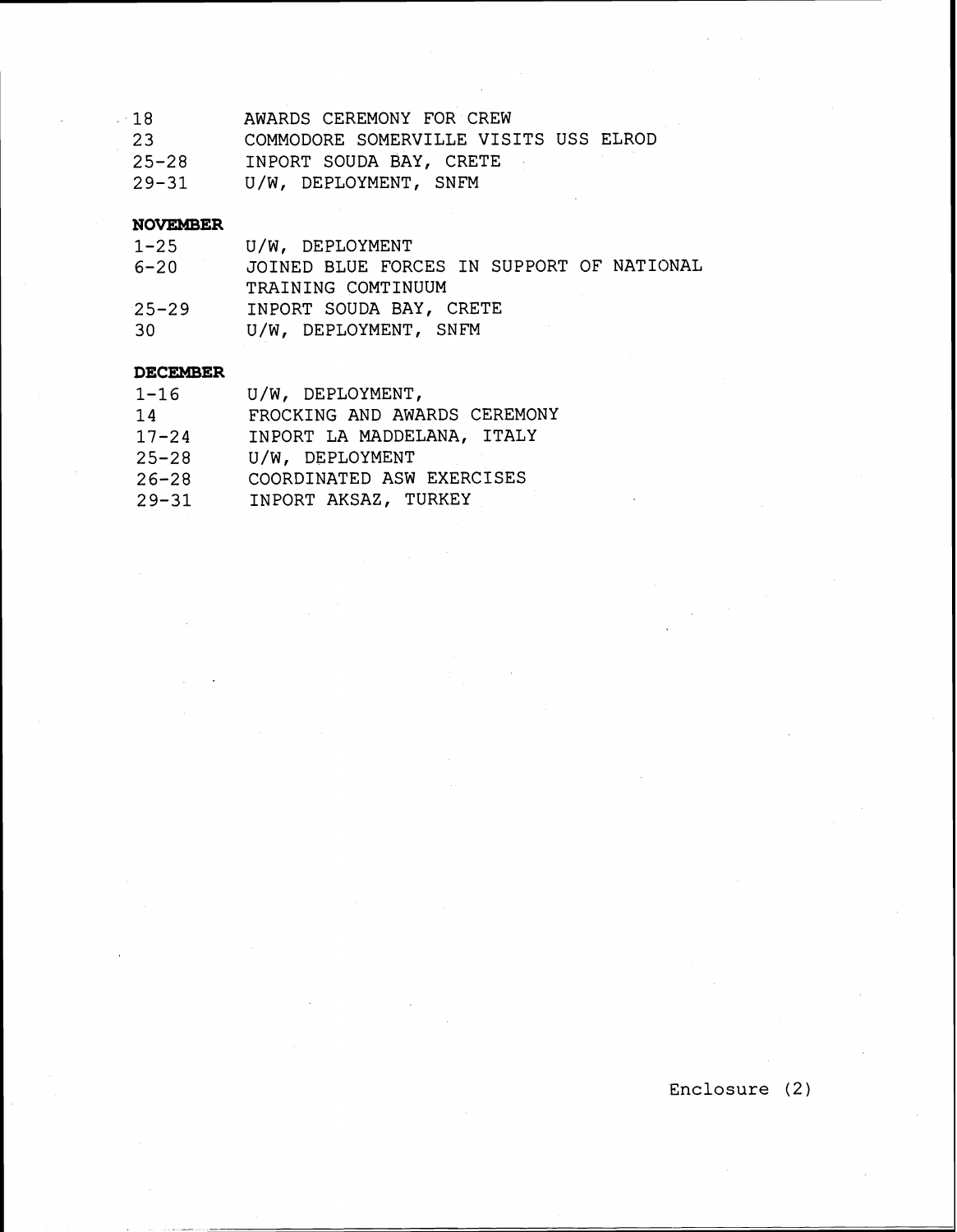| | |
|---|---|
| 18 | AWARDS CEREMONY FOR CREW |
| 23 | COMMODORE SOMERVILLE VISITS USS ELROD |
| 25-28 | INPORT SOUDA BAY, CRETE |
| 29-31 | U/W, DEPLOYMENT, SNFM |

**NOVEMBER**

| | |
|---|---|
| 1-25 | U/W, DEPLOYMENT |
| 6-20 | JOINED BLUE FORCES IN SUPPORT OF NATIONAL TRAINING COMTINUUM |
| 25-29 | INPORT SOUDA BAY, CRETE |
| 30 | U/W, DEPLOYMENT, SNFM |

**DECEMBER**

| | |
|---|---|
| 1-16 | U/W, DEPLOYMENT, |
| 14 | FROCKING AND AWARDS CEREMONY |
| 17-24 | INPORT LA MADDELANA, ITALY |
| 25-28 | U/W, DEPLOYMENT |
| 26-28 | COORDINATED ASW EXERCISES |
| 29-31 | INPORT AKSAZ, TURKEY |

Enclosure (2)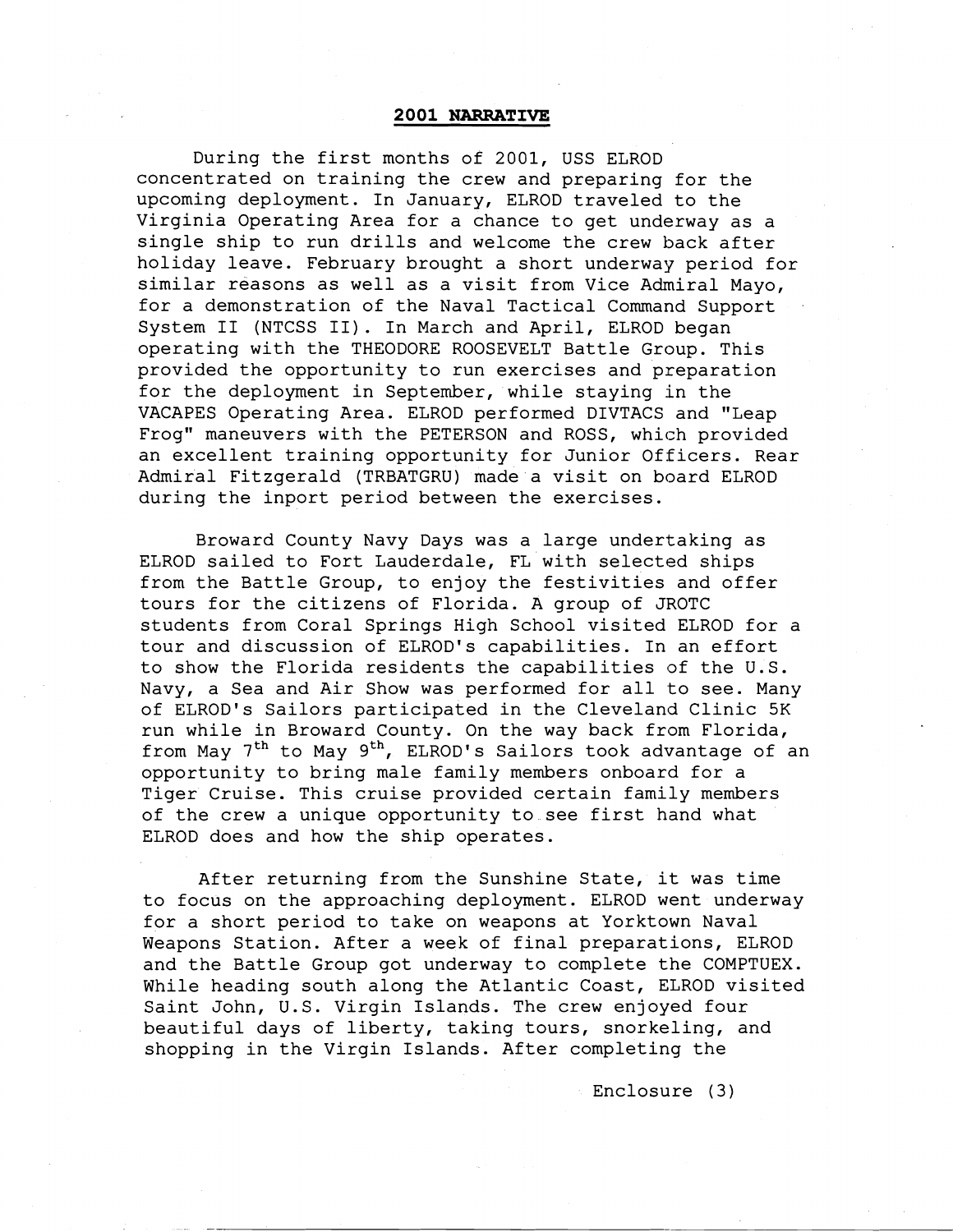**2001 NARRATIVE**

During the first months of 2001, USS ELROD concentrated on training the crew and preparing for the upcoming deployment. In January, ELROD traveled to the Virginia Operating Area for a chance to get underway as a single ship to run drills and welcome the crew back after holiday leave. February brought a short underway period for similar reasons as well as a visit from Vice Admiral Mayo, for a demonstration of the Naval Tactical Command Support System II (NTCSS II). In March and April, ELROD began operating with the THEODORE ROOSEVELT Battle Group. This provided the opportunity to run exercises and preparation for the deployment in September, while staying in the VACAPES Operating Area. ELROD performed DIVTACS and "Leap Frog" maneuvers with the PETERSON and ROSS, which provided an excellent training opportunity for Junior Officers. Rear Admiral Fitzgerald (TRBATGRU) made a visit on board ELROD during the inport period between the exercises.

Broward County Navy Days was a large undertaking as ELROD sailed to Fort Lauderdale, FL with selected ships from the Battle Group, to enjoy the festivities and offer tours for the citizens of Florida. A group of JROTC students from Coral Springs High School visited ELROD for a tour and discussion of ELROD's capabilities. In an effort to show the Florida residents the capabilities of the U.S. Navy, a Sea and Air Show was performed for all to see. Many of ELROD's Sailors participated in the Cleveland Clinic 5K run while in Broward County. On the way back from Florida, from May 7th to May 9th, ELROD's Sailors took advantage of an opportunity to bring male family members onboard for a Tiger Cruise. This cruise provided certain family members of the crew a unique opportunity to see first hand what ELROD does and how the ship operates.

After returning from the Sunshine State, it was time to focus on the approaching deployment. ELROD went underway for a short period to take on weapons at Yorktown Naval Weapons Station. After a week of final preparations, ELROD and the Battle Group got underway to complete the COMPTUEX. While heading south along the Atlantic Coast, ELROD visited Saint John, U.S. Virgin Islands. The crew enjoyed four beautiful days of liberty, taking tours, snorkeling, and shopping in the Virgin Islands. After completing the

Enclosure (3)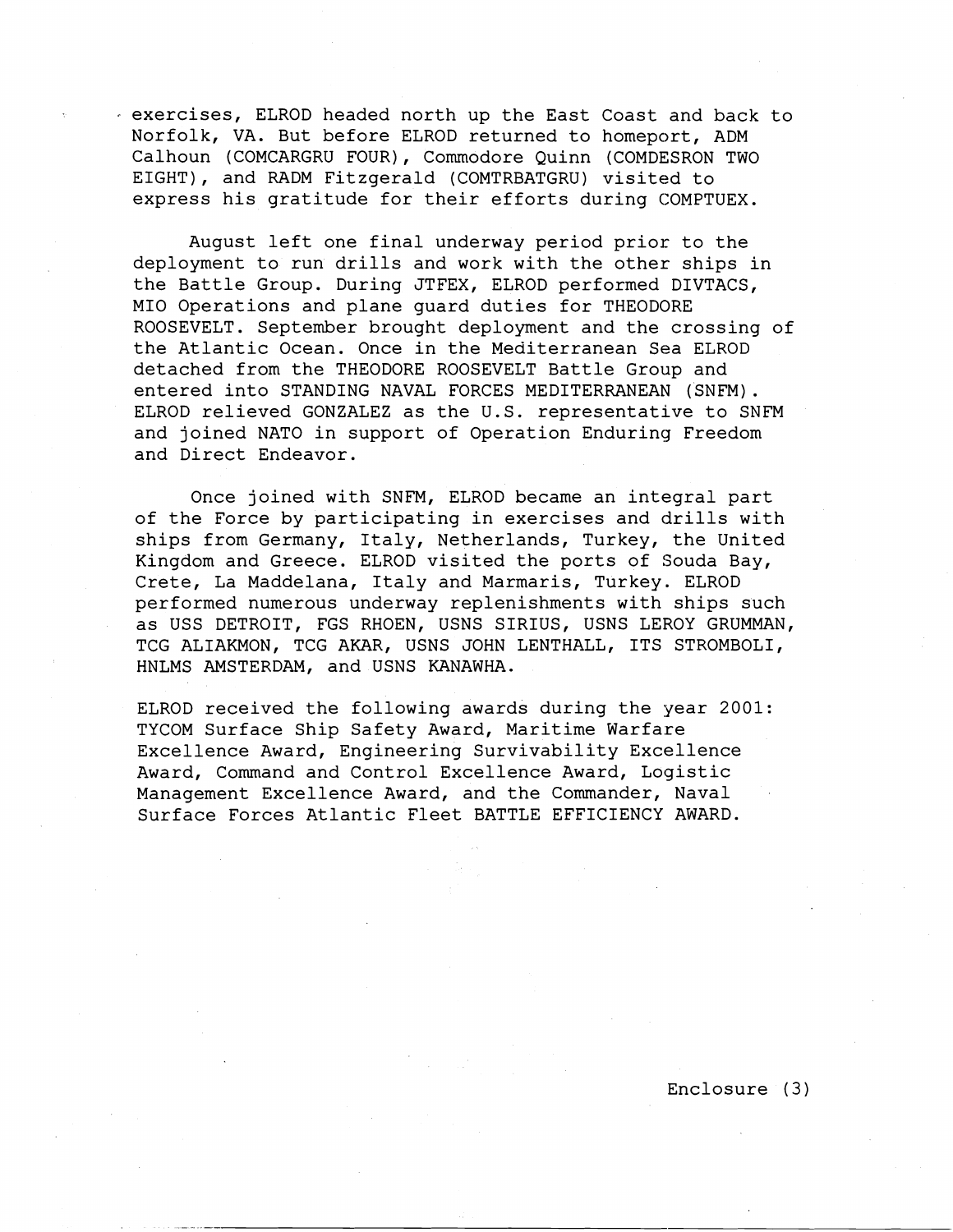exercises, ELROD headed north up the East Coast and back to Norfolk, VA. But before ELROD returned to homeport, ADM Calhoun (COMCARGRU FOUR), Commodore Quinn (COMDESRON TWO EIGHT), and RADM Fitzgerald (COMTRBATGRU) visited to express his gratitude for their efforts during COMPTUEX.

August left one final underway period prior to the deployment to run drills and work with the other ships in the Battle Group. During JTFEX, ELROD performed DIVTACS, MIO Operations and plane guard duties for THEODORE ROOSEVELT. September brought deployment and the crossing of the Atlantic Ocean. Once in the Mediterranean Sea ELROD detached from the THEODORE ROOSEVELT Battle Group and entered into STANDING NAVAL FORCES MEDITERRANEAN (SNFM). ELROD relieved GONZALEZ as the U.S. representative to SNFM and joined NATO in support of Operation Enduring Freedom and Direct Endeavor.

Once joined with SNFM, ELROD became an integral part of the Force by participating in exercises and drills with ships from Germany, Italy, Netherlands, Turkey, the United Kingdom and Greece. ELROD visited the ports of Souda Bay, Crete, La Maddelana, Italy and Marmaris, Turkey. ELROD performed numerous underway replenishments with ships such as USS DETROIT, FGS RHOEN, USNS SIRIUS, USNS LEROY GRUMMAN, TCG ALIAKMON, TCG AKAR, USNS JOHN LENTHALL, ITS STROMBOLI, HNLMS AMSTERDAM, and USNS KANAWHA.

ELROD received the following awards during the year 2001: TYCOM Surface Ship Safety Award, Maritime Warfare Excellence Award, Engineering Survivability Excellence Award, Command and Control Excellence Award, Logistic Management Excellence Award, and the Commander, Naval Surface Forces Atlantic Fleet BATTLE EFFICIENCY AWARD.

Enclosure (3)